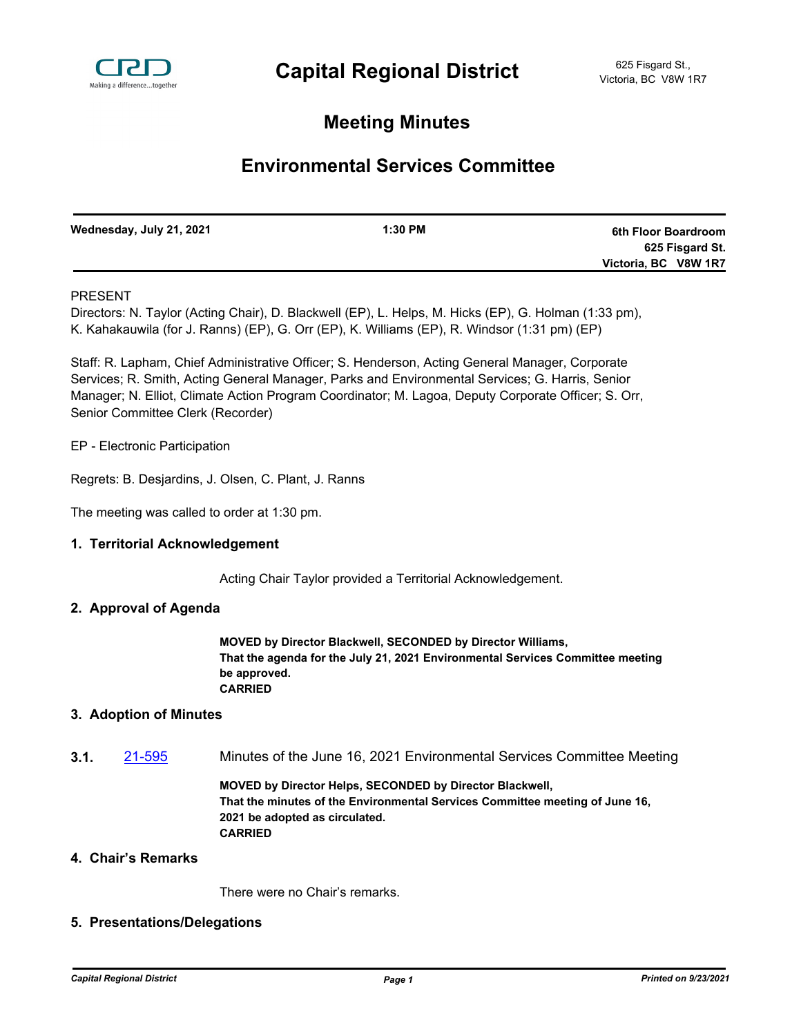# Capital Regional District

625 Fisgard St.,
Victoria, BC V8W 1R7

## Meeting Minutes

## Environmental Services Committee

| Wednesday, July 21, 2021 | 1:30 PM | 6th Floor Boardroom<br>625 Fisgard St.<br>Victoria, BC V8W 1R7 |
|---|---|---|

PRESENT

Directors: N. Taylor (Acting Chair), D. Blackwell (EP), L. Helps, M. Hicks (EP), G. Holman (1:33 pm), K. Kahakauwila (for J. Ranns) (EP), G. Orr (EP), K. Williams (EP), R. Windsor (1:31 pm) (EP)

Staff: R. Lapham, Chief Administrative Officer; S. Henderson, Acting General Manager, Corporate Services; R. Smith, Acting General Manager, Parks and Environmental Services; G. Harris, Senior Manager; N. Elliot, Climate Action Program Coordinator; M. Lagoa, Deputy Corporate Officer; S. Orr, Senior Committee Clerk (Recorder)

EP - Electronic Participation

Regrets: B. Desjardins, J. Olsen, C. Plant, J. Ranns

The meeting was called to order at 1:30 pm.

### 1. Territorial Acknowledgement

Acting Chair Taylor provided a Territorial Acknowledgement.

### 2. Approval of Agenda

**MOVED by Director Blackwell, SECONDED by Director Williams,**
**That the agenda for the July 21, 2021 Environmental Services Committee meeting be approved.**
**CARRIED**

### 3. Adoption of Minutes

**3.1.** 21-595 Minutes of the June 16, 2021 Environmental Services Committee Meeting

**MOVED by Director Helps, SECONDED by Director Blackwell,**
**That the minutes of the Environmental Services Committee meeting of June 16, 2021 be adopted as circulated.**
**CARRIED**

### 4. Chair's Remarks

There were no Chair's remarks.

### 5. Presentations/Delegations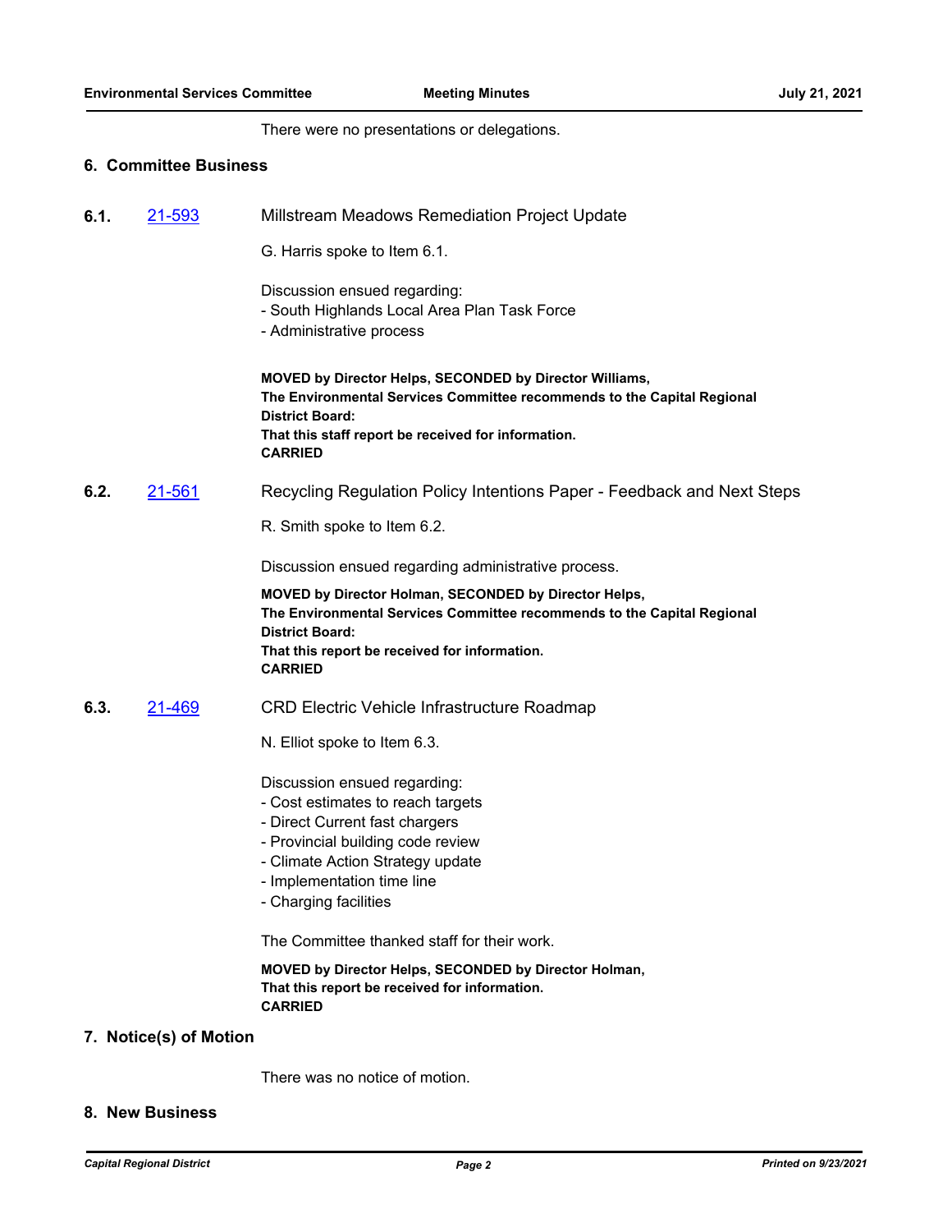There were no presentations or delegations.

## 6. Committee Business

### 6.1. 21-593 Millstream Meadows Remediation Project Update

G. Harris spoke to Item 6.1.

Discussion ensued regarding:
- South Highlands Local Area Plan Task Force
- Administrative process

**MOVED by Director Helps, SECONDED by Director Williams,**
**The Environmental Services Committee recommends to the Capital Regional District Board:**
**That this staff report be received for information.**
**CARRIED**

### 6.2. 21-561 Recycling Regulation Policy Intentions Paper - Feedback and Next Steps

R. Smith spoke to Item 6.2.

Discussion ensued regarding administrative process.

**MOVED by Director Holman, SECONDED by Director Helps,**
**The Environmental Services Committee recommends to the Capital Regional District Board:**
**That this report be received for information.**
**CARRIED**

### 6.3. 21-469 CRD Electric Vehicle Infrastructure Roadmap

N. Elliot spoke to Item 6.3.

Discussion ensued regarding:
- Cost estimates to reach targets
- Direct Current fast chargers
- Provincial building code review
- Climate Action Strategy update
- Implementation time line
- Charging facilities

The Committee thanked staff for their work.

**MOVED by Director Helps, SECONDED by Director Holman,**
**That this report be received for information.**
**CARRIED**

## 7. Notice(s) of Motion

There was no notice of motion.

## 8. New Business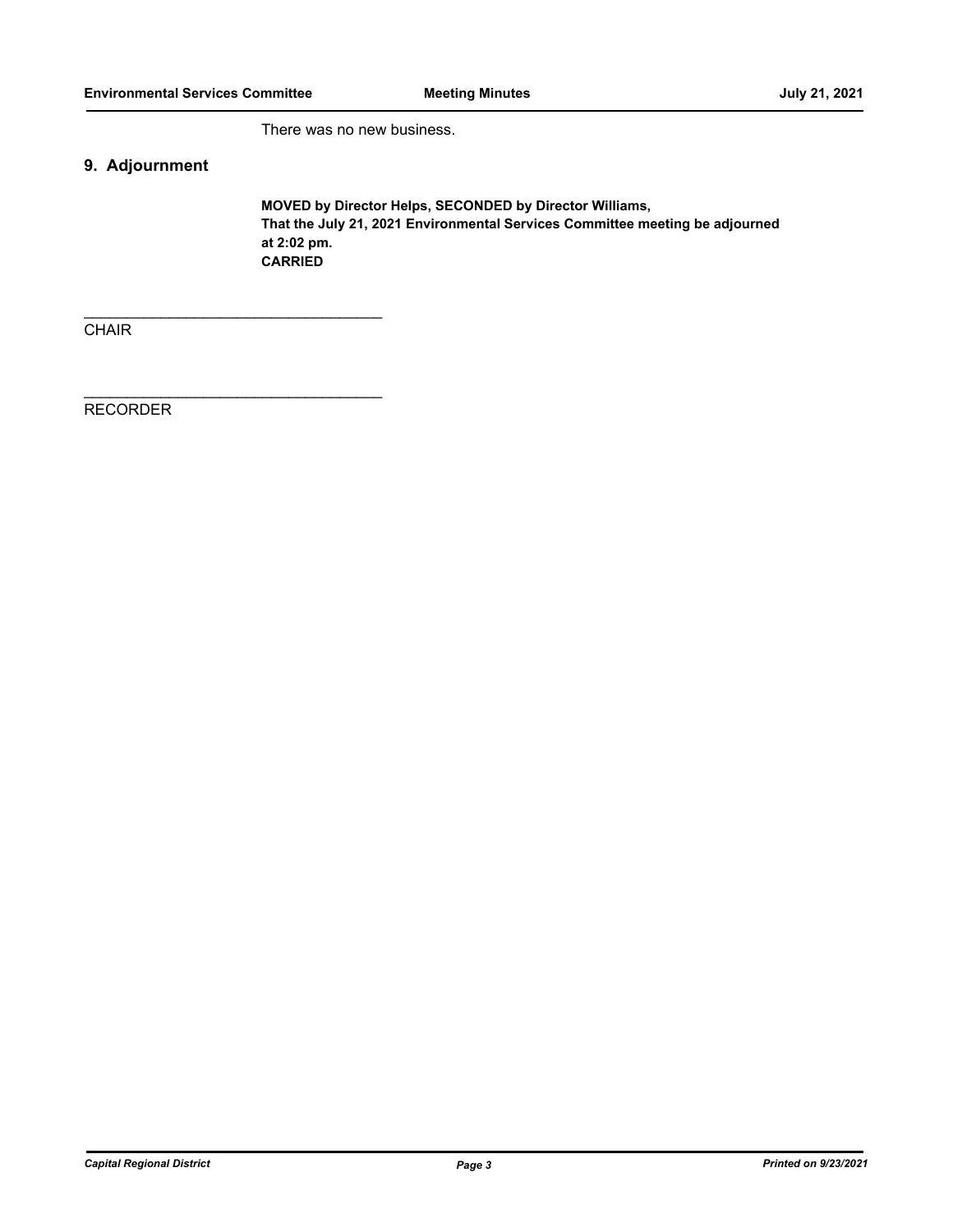There was no new business.

## 9. Adjournment

**MOVED by Director Helps, SECONDED by Director Williams,**
**That the July 21, 2021 Environmental Services Committee meeting be adjourned at 2:02 pm.**
**CARRIED**

___________________________________
CHAIR

___________________________________
RECORDER